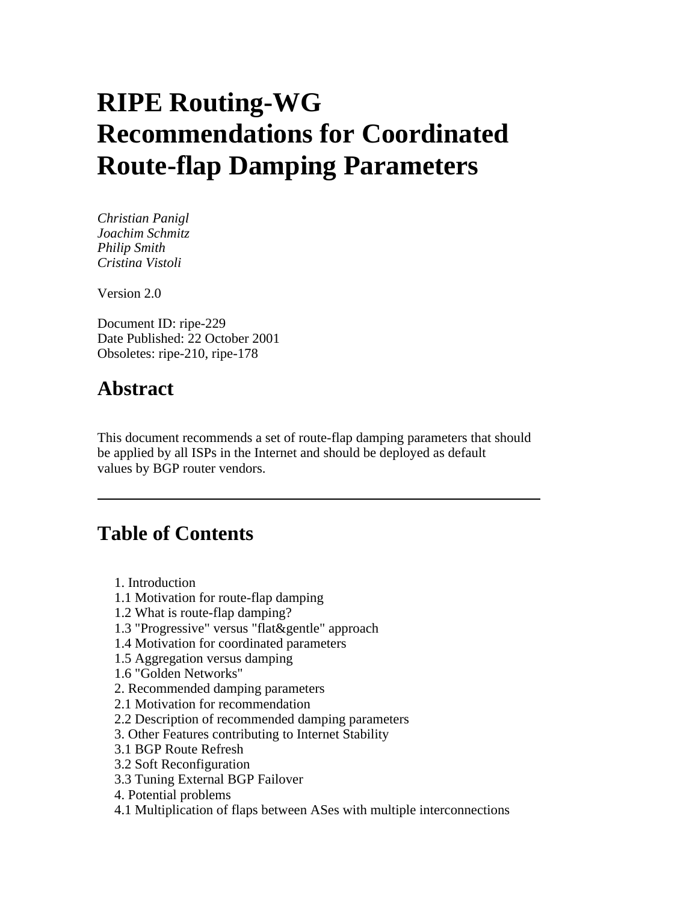# RIPE Routing-WG Recommendations for Coordinated Route-flap Damping Parameters

*Christian Panigl*
*Joachim Schmitz*
*Philip Smith*
*Cristina Vistoli*

Version 2.0

Document ID: ripe-229
Date Published: 22 October 2001
Obsoletes: ripe-210, ripe-178

## Abstract

This document recommends a set of route-flap damping parameters that should be applied by all ISPs in the Internet and should be deployed as default values by BGP router vendors.

---

## Table of Contents

1. Introduction
1.1 Motivation for route-flap damping
1.2 What is route-flap damping?
1.3 "Progressive" versus "flat&gentle" approach
1.4 Motivation for coordinated parameters
1.5 Aggregation versus damping
1.6 "Golden Networks"
2. Recommended damping parameters
2.1 Motivation for recommendation
2.2 Description of recommended damping parameters
3. Other Features contributing to Internet Stability
3.1 BGP Route Refresh
3.2 Soft Reconfiguration
3.3 Tuning External BGP Failover
4. Potential problems
4.1 Multiplication of flaps between ASes with multiple interconnections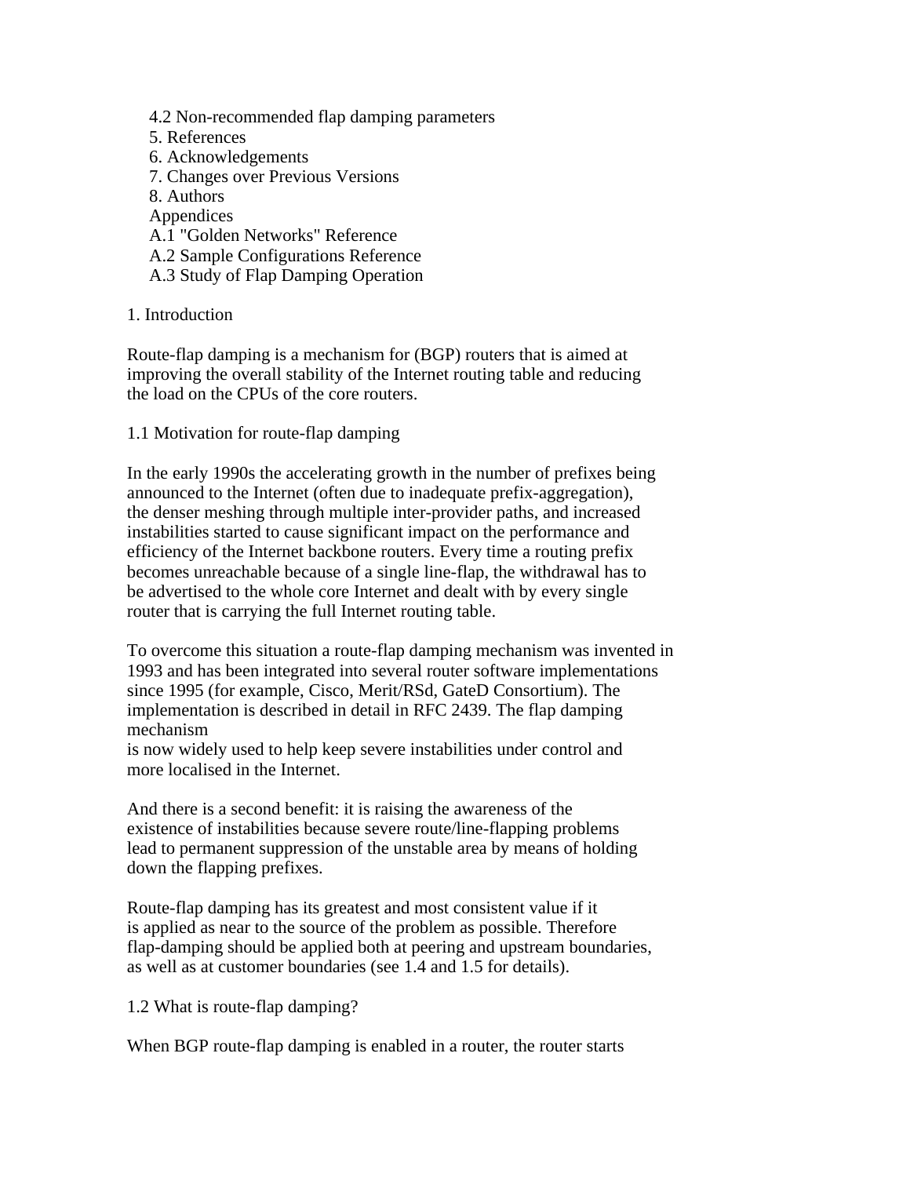4.2 Non-recommended flap damping parameters
5. References
6. Acknowledgements
7. Changes over Previous Versions
8. Authors
Appendices
A.1 "Golden Networks" Reference
A.2 Sample Configurations Reference
A.3 Study of Flap Damping Operation

## 1. Introduction

Route-flap damping is a mechanism for (BGP) routers that is aimed at improving the overall stability of the Internet routing table and reducing the load on the CPUs of the core routers.

### 1.1 Motivation for route-flap damping

In the early 1990s the accelerating growth in the number of prefixes being announced to the Internet (often due to inadequate prefix-aggregation), the denser meshing through multiple inter-provider paths, and increased instabilities started to cause significant impact on the performance and efficiency of the Internet backbone routers. Every time a routing prefix becomes unreachable because of a single line-flap, the withdrawal has to be advertised to the whole core Internet and dealt with by every single router that is carrying the full Internet routing table.

To overcome this situation a route-flap damping mechanism was invented in 1993 and has been integrated into several router software implementations since 1995 (for example, Cisco, Merit/RSd, GateD Consortium). The implementation is described in detail in RFC 2439. The flap damping mechanism
is now widely used to help keep severe instabilities under control and more localised in the Internet.

And there is a second benefit: it is raising the awareness of the existence of instabilities because severe route/line-flapping problems lead to permanent suppression of the unstable area by means of holding down the flapping prefixes.

Route-flap damping has its greatest and most consistent value if it is applied as near to the source of the problem as possible. Therefore flap-damping should be applied both at peering and upstream boundaries, as well as at customer boundaries (see 1.4 and 1.5 for details).

### 1.2 What is route-flap damping?

When BGP route-flap damping is enabled in a router, the router starts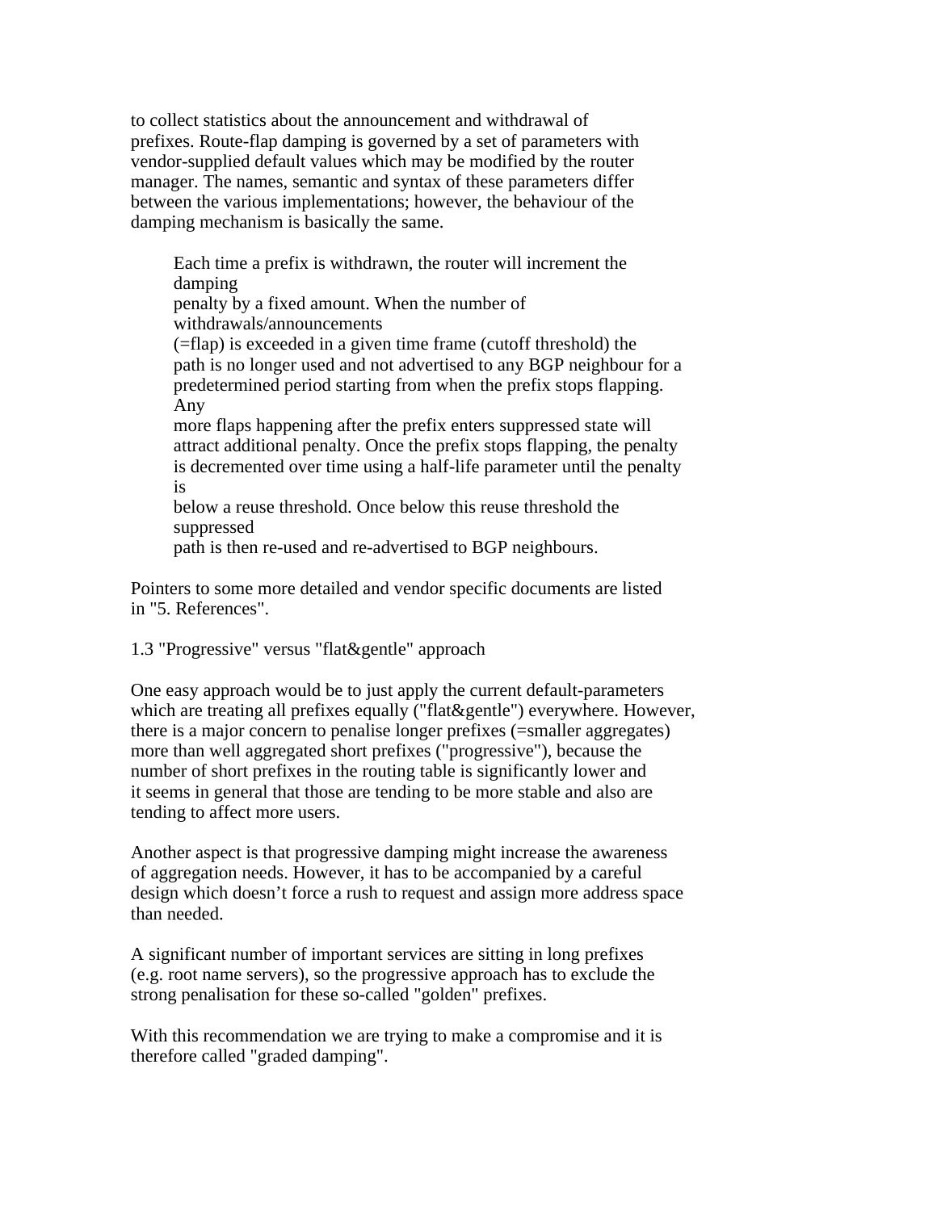to collect statistics about the announcement and withdrawal of prefixes. Route-flap damping is governed by a set of parameters with vendor-supplied default values which may be modified by the router manager. The names, semantic and syntax of these parameters differ between the various implementations; however, the behaviour of the damping mechanism is basically the same.

> Each time a prefix is withdrawn, the router will increment the damping penalty by a fixed amount. When the number of withdrawals/announcements (=flap) is exceeded in a given time frame (cutoff threshold) the path is no longer used and not advertised to any BGP neighbour for a predetermined period starting from when the prefix stops flapping. Any more flaps happening after the prefix enters suppressed state will attract additional penalty. Once the prefix stops flapping, the penalty is decremented over time using a half-life parameter until the penalty is below a reuse threshold. Once below this reuse threshold the suppressed path is then re-used and re-advertised to BGP neighbours.

Pointers to some more detailed and vendor specific documents are listed in "5. References".

### 1.3 "Progressive" versus "flat&gentle" approach

One easy approach would be to just apply the current default-parameters which are treating all prefixes equally ("flat&gentle") everywhere. However, there is a major concern to penalise longer prefixes (=smaller aggregates) more than well aggregated short prefixes ("progressive"), because the number of short prefixes in the routing table is significantly lower and it seems in general that those are tending to be more stable and also are tending to affect more users.

Another aspect is that progressive damping might increase the awareness of aggregation needs. However, it has to be accompanied by a careful design which doesn’t force a rush to request and assign more address space than needed.

A significant number of important services are sitting in long prefixes (e.g. root name servers), so the progressive approach has to exclude the strong penalisation for these so-called "golden" prefixes.

With this recommendation we are trying to make a compromise and it is therefore called "graded damping".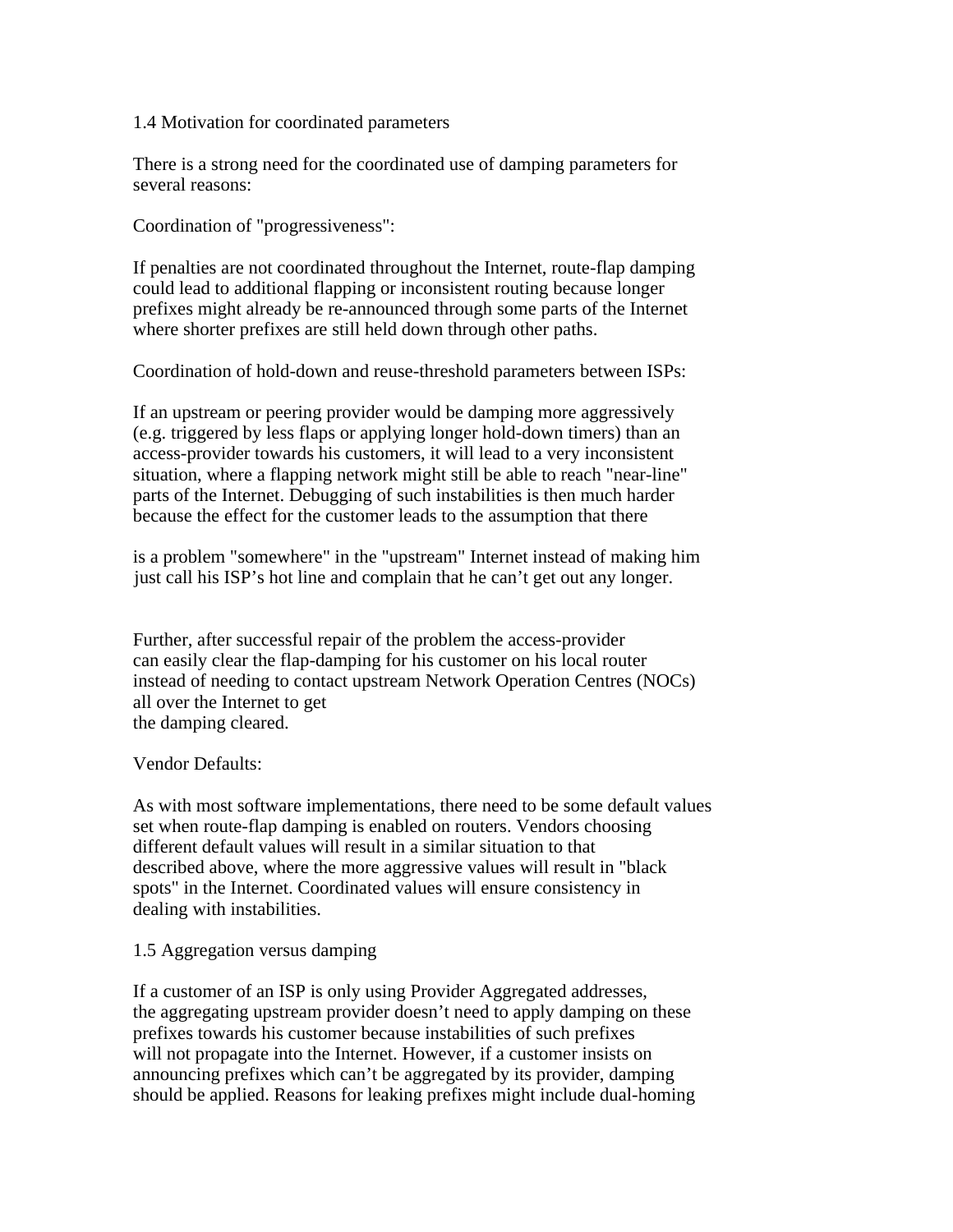## 1.4 Motivation for coordinated parameters

There is a strong need for the coordinated use of damping parameters for several reasons:

Coordination of "progressiveness":

If penalties are not coordinated throughout the Internet, route-flap damping could lead to additional flapping or inconsistent routing because longer prefixes might already be re-announced through some parts of the Internet where shorter prefixes are still held down through other paths.

Coordination of hold-down and reuse-threshold parameters between ISPs:

If an upstream or peering provider would be damping more aggressively (e.g. triggered by less flaps or applying longer hold-down timers) than an access-provider towards his customers, it will lead to a very inconsistent situation, where a flapping network might still be able to reach "near-line" parts of the Internet. Debugging of such instabilities is then much harder because the effect for the customer leads to the assumption that there is a problem "somewhere" in the "upstream" Internet instead of making him just call his ISP's hot line and complain that he can't get out any longer.

Further, after successful repair of the problem the access-provider can easily clear the flap-damping for his customer on his local router instead of needing to contact upstream Network Operation Centres (NOCs) all over the Internet to get the damping cleared.

Vendor Defaults:

As with most software implementations, there need to be some default values set when route-flap damping is enabled on routers. Vendors choosing different default values will result in a similar situation to that described above, where the more aggressive values will result in "black spots" in the Internet. Coordinated values will ensure consistency in dealing with instabilities.

## 1.5 Aggregation versus damping

If a customer of an ISP is only using Provider Aggregated addresses, the aggregating upstream provider doesn't need to apply damping on these prefixes towards his customer because instabilities of such prefixes will not propagate into the Internet. However, if a customer insists on announcing prefixes which can't be aggregated by its provider, damping should be applied. Reasons for leaking prefixes might include dual-homing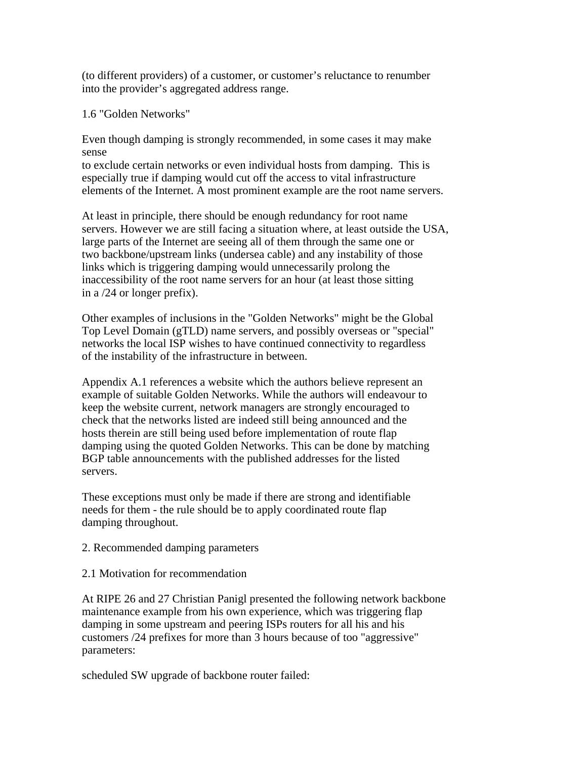(to different providers) of a customer, or customer’s reluctance to renumber into the provider’s aggregated address range.

## 1.6 "Golden Networks"

Even though damping is strongly recommended, in some cases it may make sense
to exclude certain networks or even individual hosts from damping. This is especially true if damping would cut off the access to vital infrastructure elements of the Internet. A most prominent example are the root name servers.

At least in principle, there should be enough redundancy for root name servers. However we are still facing a situation where, at least outside the USA, large parts of the Internet are seeing all of them through the same one or two backbone/upstream links (undersea cable) and any instability of those links which is triggering damping would unnecessarily prolong the inaccessibility of the root name servers for an hour (at least those sitting in a /24 or longer prefix).

Other examples of inclusions in the "Golden Networks" might be the Global Top Level Domain (gTLD) name servers, and possibly overseas or "special" networks the local ISP wishes to have continued connectivity to regardless of the instability of the infrastructure in between.

Appendix A.1 references a website which the authors believe represent an example of suitable Golden Networks. While the authors will endeavour to keep the website current, network managers are strongly encouraged to check that the networks listed are indeed still being announced and the hosts therein are still being used before implementation of route flap damping using the quoted Golden Networks. This can be done by matching BGP table announcements with the published addresses for the listed servers.

These exceptions must only be made if there are strong and identifiable needs for them - the rule should be to apply coordinated route flap damping throughout.

# 2. Recommended damping parameters

## 2.1 Motivation for recommendation

At RIPE 26 and 27 Christian Panigl presented the following network backbone maintenance example from his own experience, which was triggering flap damping in some upstream and peering ISPs routers for all his and his customers /24 prefixes for more than 3 hours because of too "aggressive" parameters:

scheduled SW upgrade of backbone router failed: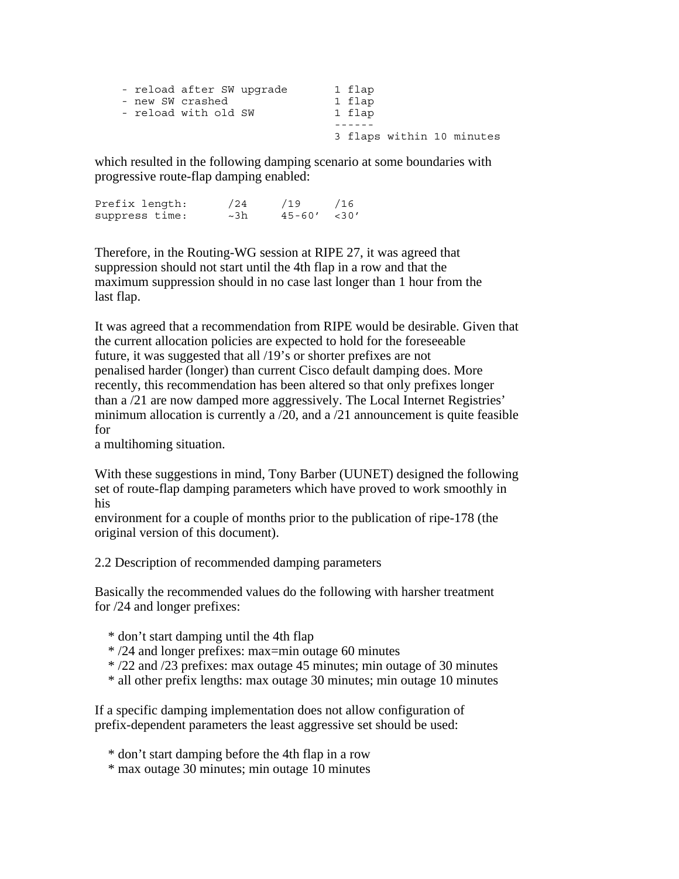```
    - reload after SW upgrade       1 flap
    - new SW crashed                1 flap
    - reload with old SW            1 flap
                                    ------
                                    3 flaps within 10 minutes
```

which resulted in the following damping scenario at some boundaries with progressive route-flap damping enabled:

```
Prefix length:      /24     /19     /16
suppress time:      ~3h     45-60'  <30'
```

Therefore, in the Routing-WG session at RIPE 27, it was agreed that suppression should not start until the 4th flap in a row and that the maximum suppression should in no case last longer than 1 hour from the last flap.

It was agreed that a recommendation from RIPE would be desirable. Given that the current allocation policies are expected to hold for the foreseeable future, it was suggested that all /19's or shorter prefixes are not penalised harder (longer) than current Cisco default damping does. More recently, this recommendation has been altered so that only prefixes longer than a /21 are now damped more aggressively. The Local Internet Registries' minimum allocation is currently a /20, and a /21 announcement is quite feasible for
a multihoming situation.

With these suggestions in mind, Tony Barber (UUNET) designed the following set of route-flap damping parameters which have proved to work smoothly in his
environment for a couple of months prior to the publication of ripe-178 (the original version of this document).

## 2.2 Description of recommended damping parameters

Basically the recommended values do the following with harsher treatment for /24 and longer prefixes:

* don't start damping until the 4th flap
* /24 and longer prefixes: max=min outage 60 minutes
* /22 and /23 prefixes: max outage 45 minutes; min outage of 30 minutes
* all other prefix lengths: max outage 30 minutes; min outage 10 minutes

If a specific damping implementation does not allow configuration of prefix-dependent parameters the least aggressive set should be used:

* don't start damping before the 4th flap in a row
* max outage 30 minutes; min outage 10 minutes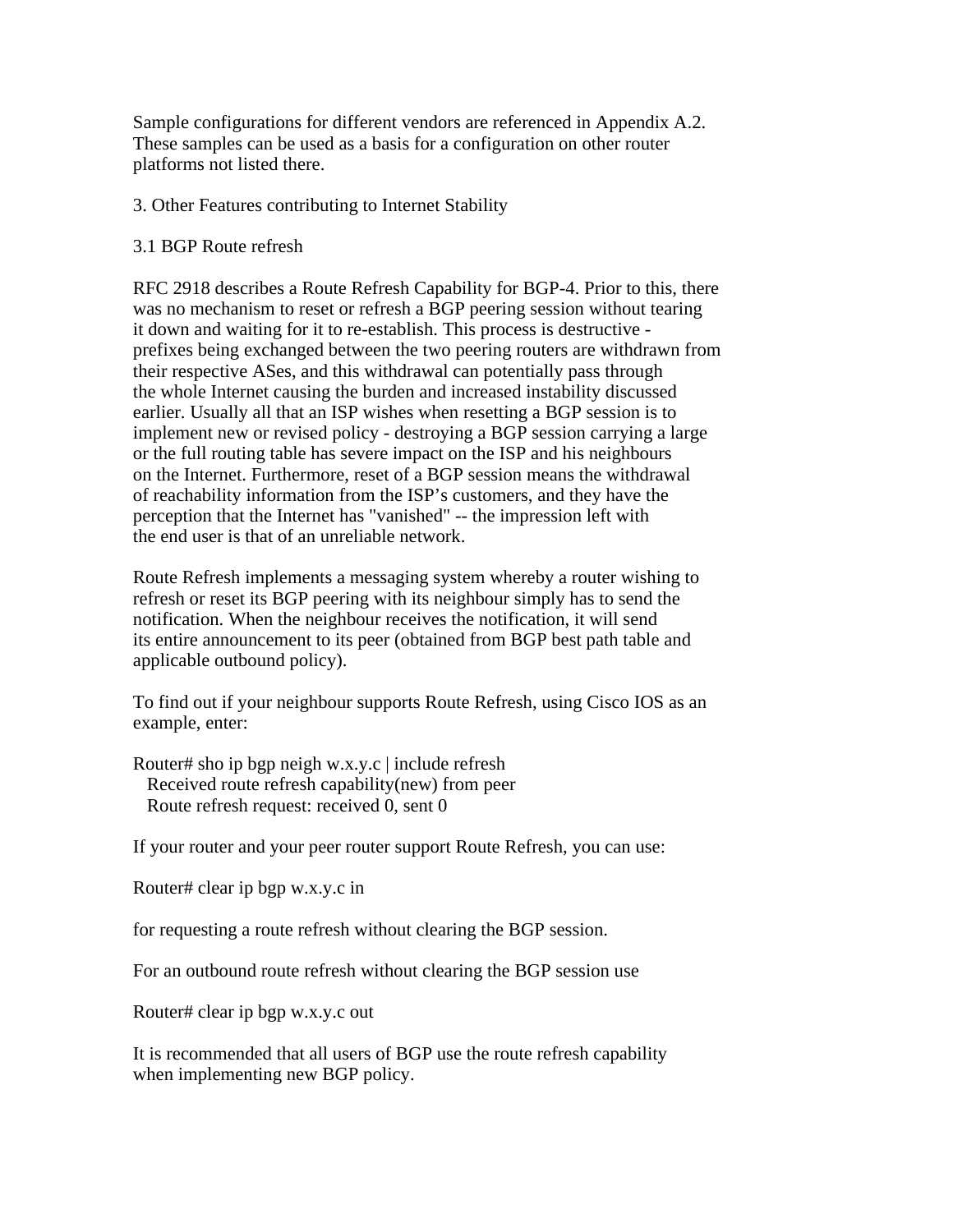Sample configurations for different vendors are referenced in Appendix A.2. These samples can be used as a basis for a configuration on other router platforms not listed there.

## 3. Other Features contributing to Internet Stability

### 3.1 BGP Route refresh

RFC 2918 describes a Route Refresh Capability for BGP-4. Prior to this, there was no mechanism to reset or refresh a BGP peering session without tearing it down and waiting for it to re-establish. This process is destructive - prefixes being exchanged between the two peering routers are withdrawn from their respective ASes, and this withdrawal can potentially pass through the whole Internet causing the burden and increased instability discussed earlier. Usually all that an ISP wishes when resetting a BGP session is to implement new or revised policy - destroying a BGP session carrying a large or the full routing table has severe impact on the ISP and his neighbours on the Internet. Furthermore, reset of a BGP session means the withdrawal of reachability information from the ISP’s customers, and they have the perception that the Internet has "vanished" -- the impression left with the end user is that of an unreliable network.

Route Refresh implements a messaging system whereby a router wishing to refresh or reset its BGP peering with its neighbour simply has to send the notification. When the neighbour receives the notification, it will send its entire announcement to its peer (obtained from BGP best path table and applicable outbound policy).

To find out if your neighbour supports Route Refresh, using Cisco IOS as an example, enter:

```
Router# sho ip bgp neigh w.x.y.c | include refresh
  Received route refresh capability(new) from peer
  Route refresh request: received 0, sent 0
```

If your router and your peer router support Route Refresh, you can use:

```
Router# clear ip bgp w.x.y.c in
```

for requesting a route refresh without clearing the BGP session.

For an outbound route refresh without clearing the BGP session use

```
Router# clear ip bgp w.x.y.c out
```

It is recommended that all users of BGP use the route refresh capability when implementing new BGP policy.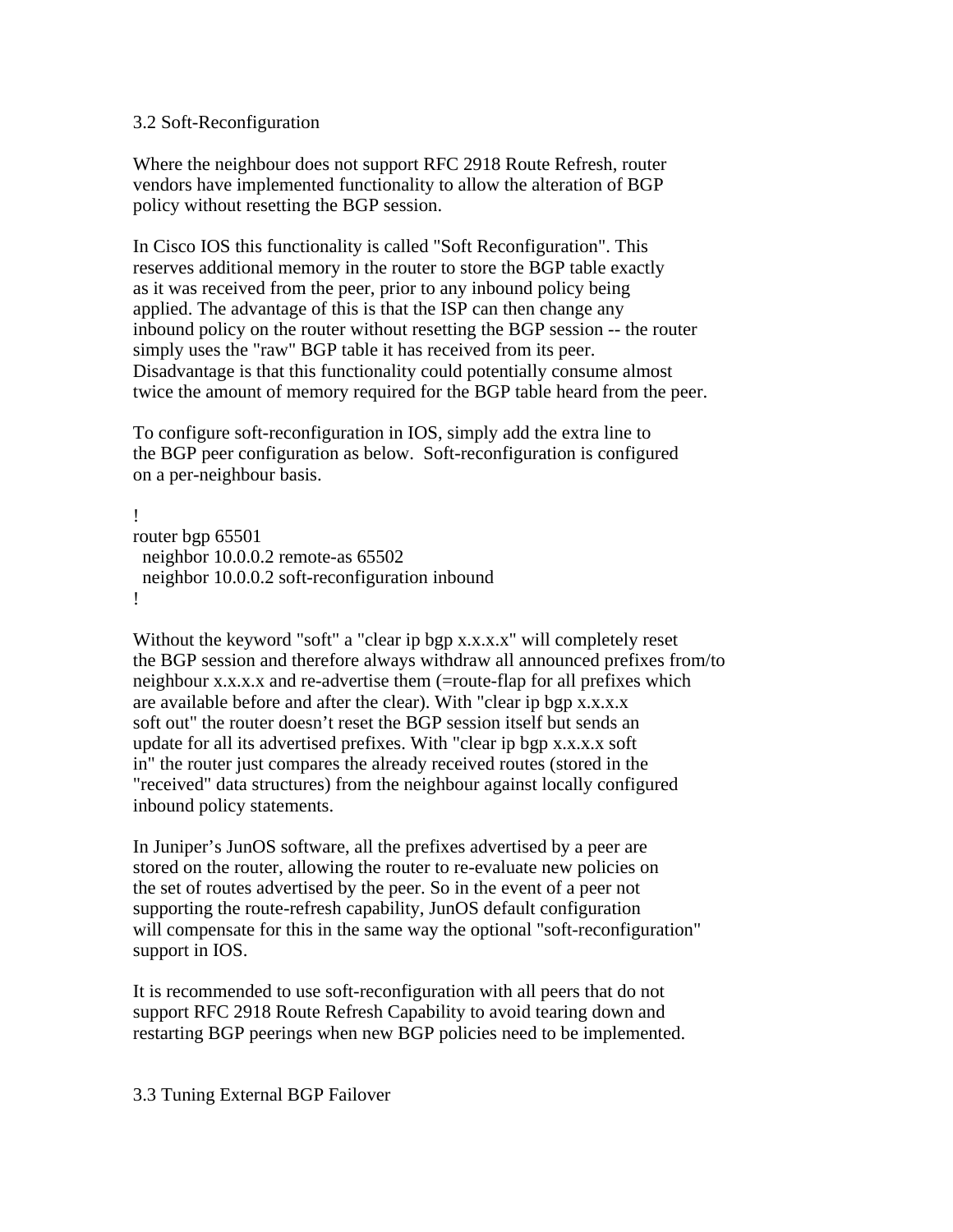### 3.2 Soft-Reconfiguration

Where the neighbour does not support RFC 2918 Route Refresh, router vendors have implemented functionality to allow the alteration of BGP policy without resetting the BGP session.

In Cisco IOS this functionality is called "Soft Reconfiguration". This reserves additional memory in the router to store the BGP table exactly as it was received from the peer, prior to any inbound policy being applied. The advantage of this is that the ISP can then change any inbound policy on the router without resetting the BGP session -- the router simply uses the "raw" BGP table it has received from its peer. Disadvantage is that this functionality could potentially consume almost twice the amount of memory required for the BGP table heard from the peer.

To configure soft-reconfiguration in IOS, simply add the extra line to the BGP peer configuration as below. Soft-reconfiguration is configured on a per-neighbour basis.

```
!
router bgp 65501
  neighbor 10.0.0.2 remote-as 65502
  neighbor 10.0.0.2 soft-reconfiguration inbound
!
```

Without the keyword "soft" a "clear ip bgp x.x.x.x" will completely reset the BGP session and therefore always withdraw all announced prefixes from/to neighbour x.x.x.x and re-advertise them (=route-flap for all prefixes which are available before and after the clear). With "clear ip bgp x.x.x.x soft out" the router doesn’t reset the BGP session itself but sends an update for all its advertised prefixes. With "clear ip bgp x.x.x.x soft in" the router just compares the already received routes (stored in the "received" data structures) from the neighbour against locally configured inbound policy statements.

In Juniper’s JunOS software, all the prefixes advertised by a peer are stored on the router, allowing the router to re-evaluate new policies on the set of routes advertised by the peer. So in the event of a peer not supporting the route-refresh capability, JunOS default configuration will compensate for this in the same way the optional "soft-reconfiguration" support in IOS.

It is recommended to use soft-reconfiguration with all peers that do not support RFC 2918 Route Refresh Capability to avoid tearing down and restarting BGP peerings when new BGP policies need to be implemented.

### 3.3 Tuning External BGP Failover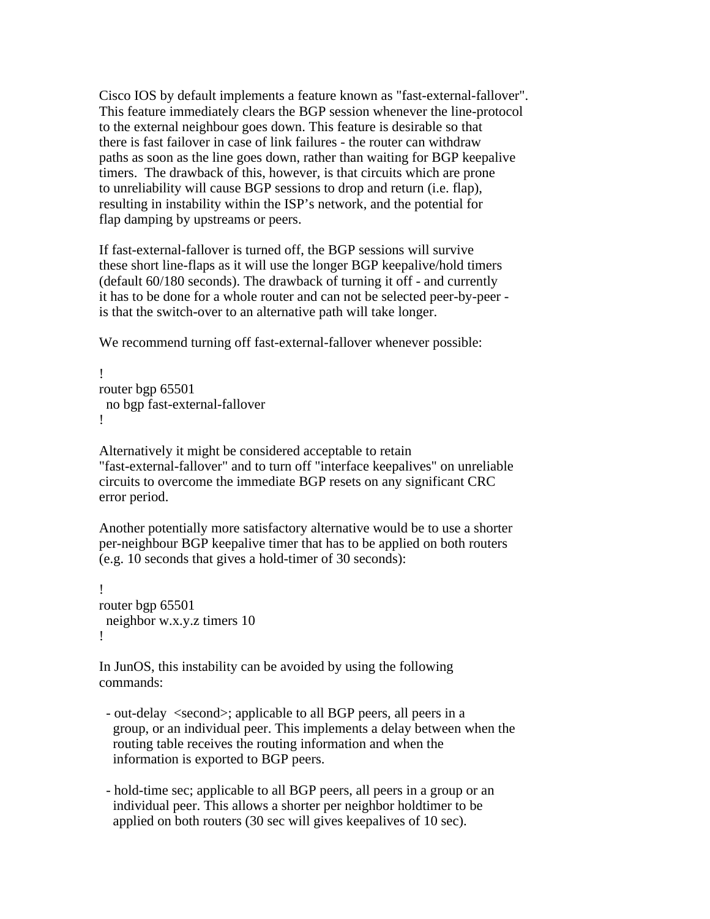Cisco IOS by default implements a feature known as "fast-external-fallover". This feature immediately clears the BGP session whenever the line-protocol to the external neighbour goes down. This feature is desirable so that there is fast failover in case of link failures - the router can withdraw paths as soon as the line goes down, rather than waiting for BGP keepalive timers. The drawback of this, however, is that circuits which are prone to unreliability will cause BGP sessions to drop and return (i.e. flap), resulting in instability within the ISP’s network, and the potential for flap damping by upstreams or peers.

If fast-external-fallover is turned off, the BGP sessions will survive these short line-flaps as it will use the longer BGP keepalive/hold timers (default 60/180 seconds). The drawback of turning it off - and currently it has to be done for a whole router and can not be selected peer-by-peer - is that the switch-over to an alternative path will take longer.

We recommend turning off fast-external-fallover whenever possible:

```
!
router bgp 65501
 no bgp fast-external-fallover
!
```

Alternatively it might be considered acceptable to retain "fast-external-fallover" and to turn off "interface keepalives" on unreliable circuits to overcome the immediate BGP resets on any significant CRC error period.

Another potentially more satisfactory alternative would be to use a shorter per-neighbour BGP keepalive timer that has to be applied on both routers (e.g. 10 seconds that gives a hold-timer of 30 seconds):

```
!
router bgp 65501
 neighbor w.x.y.z timers 10
!
```

In JunOS, this instability can be avoided by using the following commands:

- out-delay <second>; applicable to all BGP peers, all peers in a group, or an individual peer. This implements a delay between when the routing table receives the routing information and when the information is exported to BGP peers.

- hold-time sec; applicable to all BGP peers, all peers in a group or an individual peer. This allows a shorter per neighbor holdtimer to be applied on both routers (30 sec will gives keepalives of 10 sec).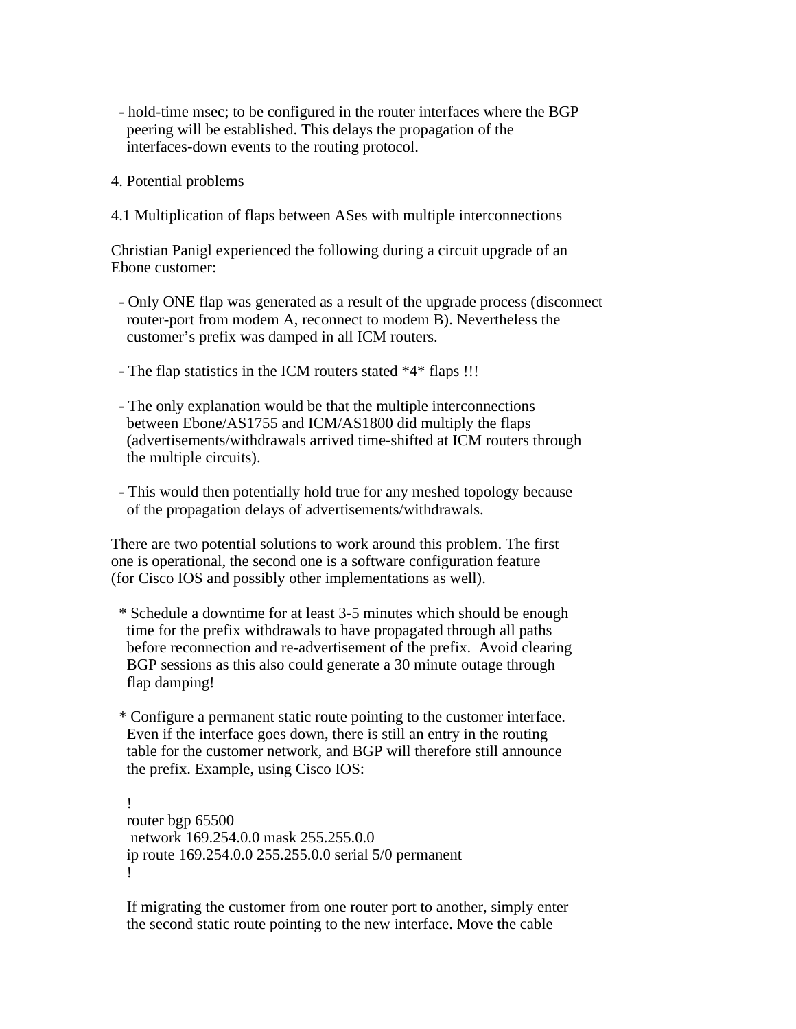- hold-time msec; to be configured in the router interfaces where the BGP peering will be established. This delays the propagation of the interfaces-down events to the routing protocol.

## 4. Potential problems

### 4.1 Multiplication of flaps between ASes with multiple interconnections

Christian Panigl experienced the following during a circuit upgrade of an Ebone customer:

- Only ONE flap was generated as a result of the upgrade process (disconnect router-port from modem A, reconnect to modem B). Nevertheless the customer’s prefix was damped in all ICM routers.

- The flap statistics in the ICM routers stated *4* flaps !!!

- The only explanation would be that the multiple interconnections between Ebone/AS1755 and ICM/AS1800 did multiply the flaps (advertisements/withdrawals arrived time-shifted at ICM routers through the multiple circuits).

- This would then potentially hold true for any meshed topology because of the propagation delays of advertisements/withdrawals.

There are two potential solutions to work around this problem. The first one is operational, the second one is a software configuration feature (for Cisco IOS and possibly other implementations as well).

* Schedule a downtime for at least 3-5 minutes which should be enough time for the prefix withdrawals to have propagated through all paths before reconnection and re-advertisement of the prefix. Avoid clearing BGP sessions as this also could generate a 30 minute outage through flap damping!

* Configure a permanent static route pointing to the customer interface. Even if the interface goes down, there is still an entry in the routing table for the customer network, and BGP will therefore still announce the prefix. Example, using Cisco IOS:

```
!
router bgp 65500
 network 169.254.0.0 mask 255.255.0.0
ip route 169.254.0.0 255.255.0.0 serial 5/0 permanent
!
```

If migrating the customer from one router port to another, simply enter the second static route pointing to the new interface. Move the cable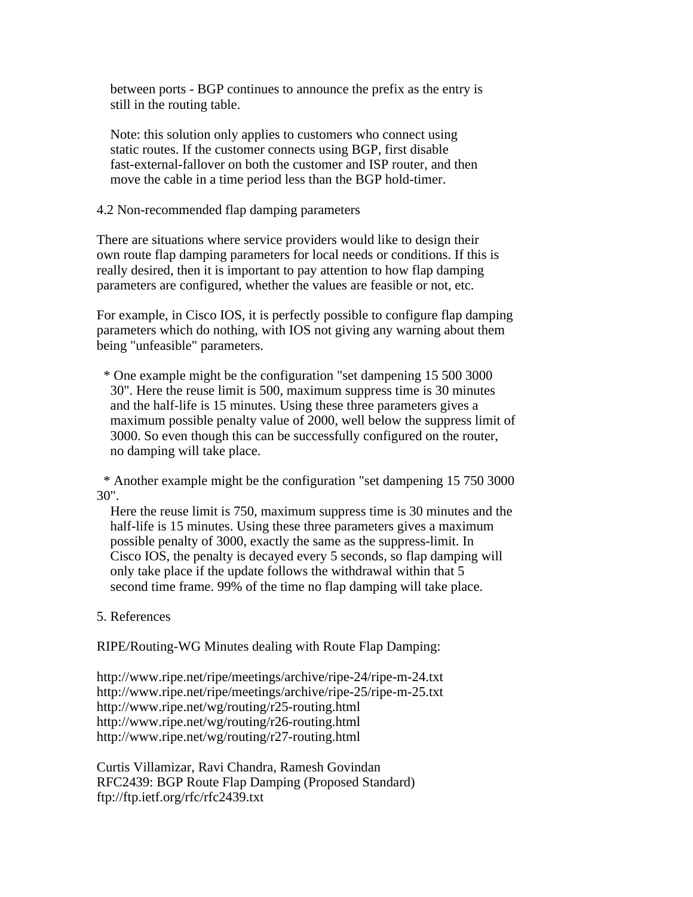between ports - BGP continues to announce the prefix as the entry is still in the routing table.

Note: this solution only applies to customers who connect using static routes. If the customer connects using BGP, first disable fast-external-fallover on both the customer and ISP router, and then move the cable in a time period less than the BGP hold-timer.

## 4.2 Non-recommended flap damping parameters

There are situations where service providers would like to design their own route flap damping parameters for local needs or conditions. If this is really desired, then it is important to pay attention to how flap damping parameters are configured, whether the values are feasible or not, etc.

For example, in Cisco IOS, it is perfectly possible to configure flap damping parameters which do nothing, with IOS not giving any warning about them being "unfeasible" parameters.

* One example might be the configuration "set dampening 15 500 3000 30". Here the reuse limit is 500, maximum suppress time is 30 minutes and the half-life is 15 minutes. Using these three parameters gives a maximum possible penalty value of 2000, well below the suppress limit of 3000. So even though this can be successfully configured on the router, no damping will take place.

* Another example might be the configuration "set dampening 15 750 3000 30". Here the reuse limit is 750, maximum suppress time is 30 minutes and the half-life is 15 minutes. Using these three parameters gives a maximum possible penalty of 3000, exactly the same as the suppress-limit. In Cisco IOS, the penalty is decayed every 5 seconds, so flap damping will only take place if the update follows the withdrawal within that 5 second time frame. 99% of the time no flap damping will take place.

## 5. References

RIPE/Routing-WG Minutes dealing with Route Flap Damping:

http://www.ripe.net/ripe/meetings/archive/ripe-24/ripe-m-24.txt
http://www.ripe.net/ripe/meetings/archive/ripe-25/ripe-m-25.txt
http://www.ripe.net/wg/routing/r25-routing.html
http://www.ripe.net/wg/routing/r26-routing.html
http://www.ripe.net/wg/routing/r27-routing.html

Curtis Villamizar, Ravi Chandra, Ramesh Govindan
RFC2439: BGP Route Flap Damping (Proposed Standard)
ftp://ftp.ietf.org/rfc/rfc2439.txt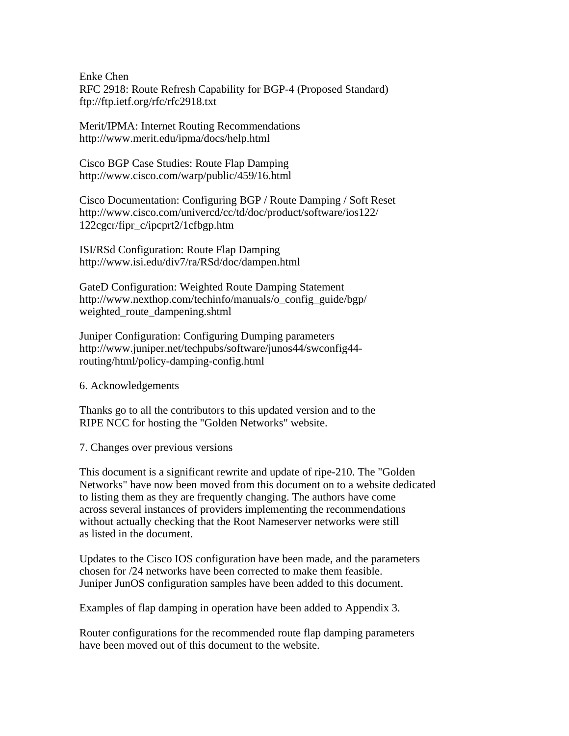Enke Chen
RFC 2918: Route Refresh Capability for BGP-4 (Proposed Standard)
ftp://ftp.ietf.org/rfc/rfc2918.txt

Merit/IPMA: Internet Routing Recommendations
http://www.merit.edu/ipma/docs/help.html

Cisco BGP Case Studies: Route Flap Damping
http://www.cisco.com/warp/public/459/16.html

Cisco Documentation: Configuring BGP / Route Damping / Soft Reset
http://www.cisco.com/univercd/cc/td/doc/product/software/ios122/122cgcr/fipr_c/ipcprt2/1cfbgp.htm

ISI/RSd Configuration: Route Flap Damping
http://www.isi.edu/div7/ra/RSd/doc/dampen.html

GateD Configuration: Weighted Route Damping Statement
http://www.nexthop.com/techinfo/manuals/o_config_guide/bgp/weighted_route_dampening.shtml

Juniper Configuration: Configuring Dumping parameters
http://www.juniper.net/techpubs/software/junos44/swconfig44-routing/html/policy-damping-config.html

## 6. Acknowledgements

Thanks go to all the contributors to this updated version and to the RIPE NCC for hosting the "Golden Networks" website.

## 7. Changes over previous versions

This document is a significant rewrite and update of ripe-210. The "Golden Networks" have now been moved from this document on to a website dedicated to listing them as they are frequently changing. The authors have come across several instances of providers implementing the recommendations without actually checking that the Root Nameserver networks were still as listed in the document.

Updates to the Cisco IOS configuration have been made, and the parameters chosen for /24 networks have been corrected to make them feasible. Juniper JunOS configuration samples have been added to this document.

Examples of flap damping in operation have been added to Appendix 3.

Router configurations for the recommended route flap damping parameters have been moved out of this document to the website.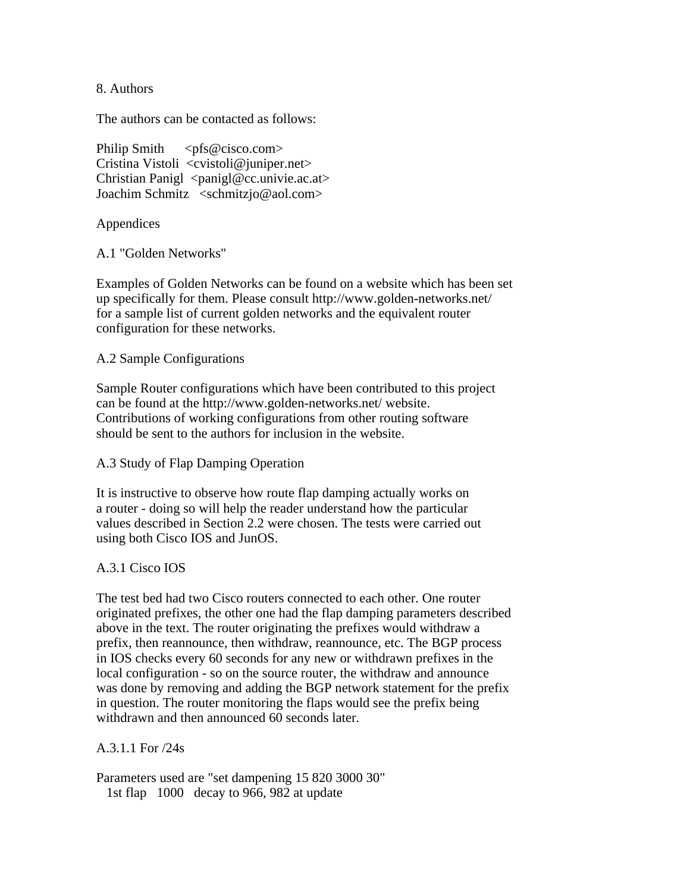## 8. Authors

The authors can be contacted as follows:

Philip Smith <pfs@cisco.com>
Cristina Vistoli <cvistoli@juniper.net>
Christian Panigl <panigl@cc.univie.ac.at>
Joachim Schmitz <schmitzjo@aol.com>

## Appendices

### A.1 "Golden Networks"

Examples of Golden Networks can be found on a website which has been set up specifically for them. Please consult http://www.golden-networks.net/ for a sample list of current golden networks and the equivalent router configuration for these networks.

### A.2 Sample Configurations

Sample Router configurations which have been contributed to this project can be found at the http://www.golden-networks.net/ website. Contributions of working configurations from other routing software should be sent to the authors for inclusion in the website.

### A.3 Study of Flap Damping Operation

It is instructive to observe how route flap damping actually works on a router - doing so will help the reader understand how the particular values described in Section 2.2 were chosen. The tests were carried out using both Cisco IOS and JunOS.

#### A.3.1 Cisco IOS

The test bed had two Cisco routers connected to each other. One router originated prefixes, the other one had the flap damping parameters described above in the text. The router originating the prefixes would withdraw a prefix, then reannounce, then withdraw, reannounce, etc. The BGP process in IOS checks every 60 seconds for any new or withdrawn prefixes in the local configuration - so on the source router, the withdraw and announce was done by removing and adding the BGP network statement for the prefix in question. The router monitoring the flaps would see the prefix being withdrawn and then announced 60 seconds later.

##### A.3.1.1 For /24s

Parameters used are "set dampening 15 820 3000 30"

```
  1st flap   1000   decay to 966, 982 at update
```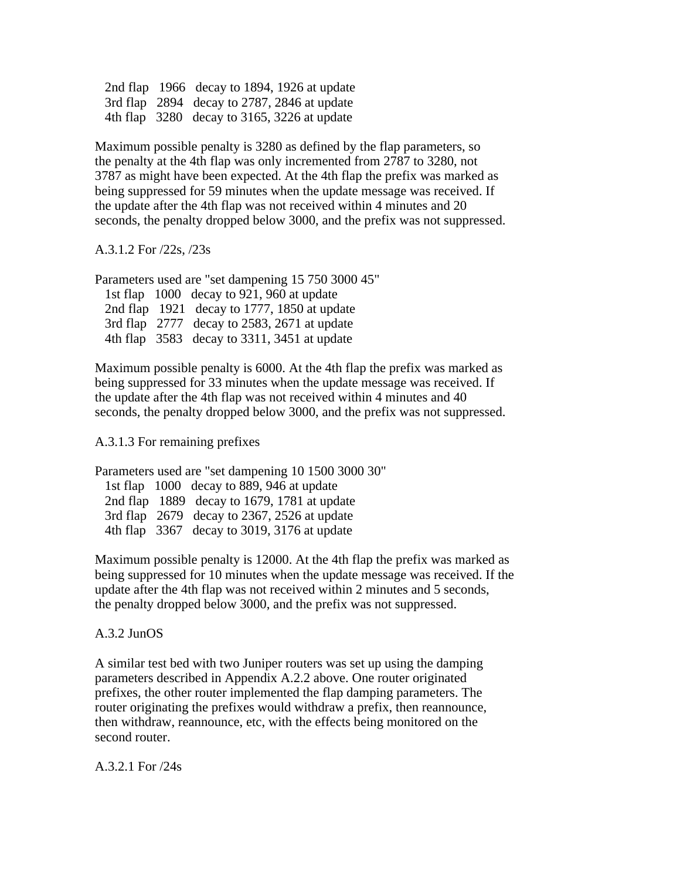```
   2nd flap   1966   decay to 1894, 1926 at update
   3rd flap   2894   decay to 2787, 2846 at update
   4th flap   3280   decay to 3165, 3226 at update
```

Maximum possible penalty is 3280 as defined by the flap parameters, so the penalty at the 4th flap was only incremented from 2787 to 3280, not 3787 as might have been expected. At the 4th flap the prefix was marked as being suppressed for 59 minutes when the update message was received. If the update after the 4th flap was not received within 4 minutes and 20 seconds, the penalty dropped below 3000, and the prefix was not suppressed.

A.3.1.2 For /22s, /23s

Parameters used are "set dampening 15 750 3000 45"

```
   1st flap   1000   decay to 921, 960 at update
   2nd flap   1921   decay to 1777, 1850 at update
   3rd flap   2777   decay to 2583, 2671 at update
   4th flap   3583   decay to 3311, 3451 at update
```

Maximum possible penalty is 6000. At the 4th flap the prefix was marked as being suppressed for 33 minutes when the update message was received. If the update after the 4th flap was not received within 4 minutes and 40 seconds, the penalty dropped below 3000, and the prefix was not suppressed.

A.3.1.3 For remaining prefixes

Parameters used are "set dampening 10 1500 3000 30"

```
   1st flap   1000   decay to 889, 946 at update
   2nd flap   1889   decay to 1679, 1781 at update
   3rd flap   2679   decay to 2367, 2526 at update
   4th flap   3367   decay to 3019, 3176 at update
```

Maximum possible penalty is 12000. At the 4th flap the prefix was marked as being suppressed for 10 minutes when the update message was received. If the update after the 4th flap was not received within 2 minutes and 5 seconds, the penalty dropped below 3000, and the prefix was not suppressed.

A.3.2 JunOS

A similar test bed with two Juniper routers was set up using the damping parameters described in Appendix A.2.2 above. One router originated prefixes, the other router implemented the flap damping parameters. The router originating the prefixes would withdraw a prefix, then reannounce, then withdraw, reannounce, etc, with the effects being monitored on the second router.

A.3.2.1 For /24s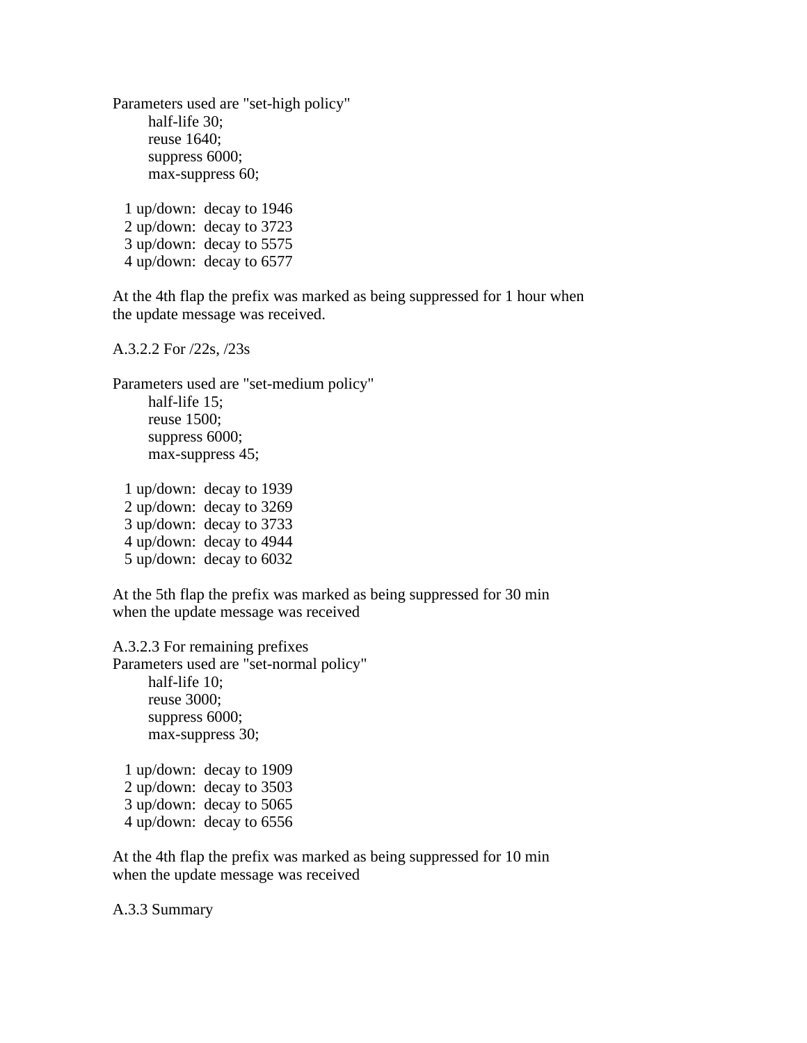Parameters used are "set-high policy"

```
        half-life 30;
        reuse 1640;
        suppress 6000;
        max-suppress 60;
```

```
  1 up/down:  decay to 1946
  2 up/down:  decay to 3723
  3 up/down:  decay to 5575
  4 up/down:  decay to 6577
```

At the 4th flap the prefix was marked as being suppressed for 1 hour when the update message was received.

#### A.3.2.2 For /22s, /23s

Parameters used are "set-medium policy"

```
        half-life 15;
        reuse 1500;
        suppress 6000;
        max-suppress 45;
```

```
  1 up/down:  decay to 1939
  2 up/down:  decay to 3269
  3 up/down:  decay to 3733
  4 up/down:  decay to 4944
  5 up/down:  decay to 6032
```

At the 5th flap the prefix was marked as being suppressed for 30 min when the update message was received

#### A.3.2.3 For remaining prefixes

Parameters used are "set-normal policy"

```
        half-life 10;
        reuse 3000;
        suppress 6000;
        max-suppress 30;
```

```
  1 up/down:  decay to 1909
  2 up/down:  decay to 3503
  3 up/down:  decay to 5065
  4 up/down:  decay to 6556
```

At the 4th flap the prefix was marked as being suppressed for 10 min when the update message was received

### A.3.3 Summary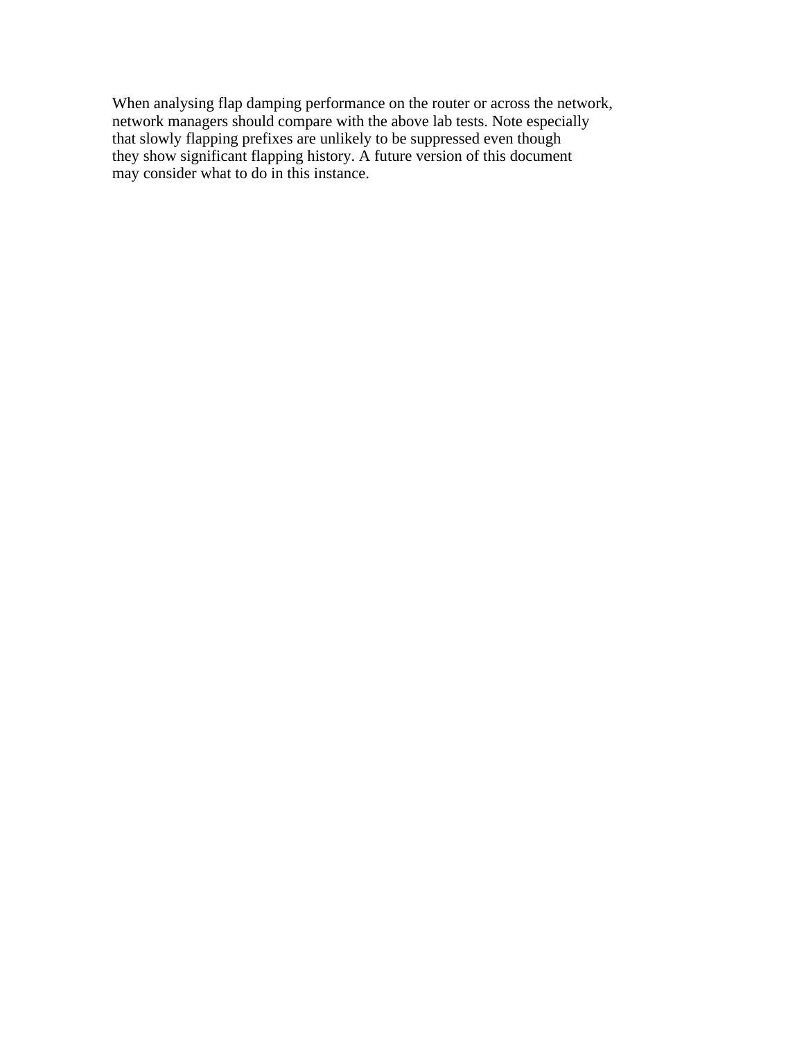When analysing flap damping performance on the router or across the network, network managers should compare with the above lab tests. Note especially that slowly flapping prefixes are unlikely to be suppressed even though they show significant flapping history. A future version of this document may consider what to do in this instance.